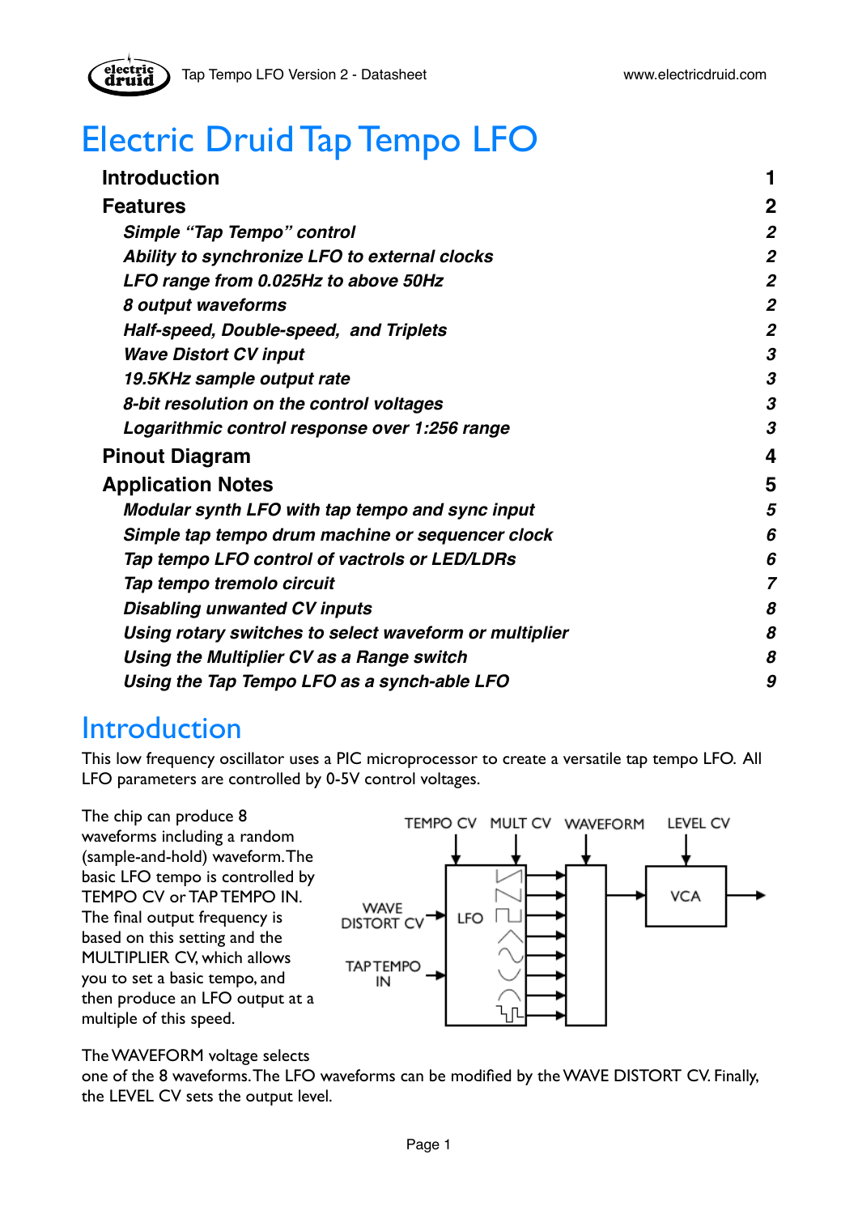# Electric Druid Tap Tempo LFO

| | |
|---|---|
| **Introduction** | **1** |
| **Features** | **2** |
| ***Simple "Tap Tempo" control*** | ***2*** |
| ***Ability to synchronize LFO to external clocks*** | ***2*** |
| ***LFO range from 0.025Hz to above 50Hz*** | ***2*** |
| ***8 output waveforms*** | ***2*** |
| ***Half-speed, Double-speed, and Triplets*** | ***2*** |
| ***Wave Distort CV input*** | ***3*** |
| ***19.5KHz sample output rate*** | ***3*** |
| ***8-bit resolution on the control voltages*** | ***3*** |
| ***Logarithmic control response over 1:256 range*** | ***3*** |
| **Pinout Diagram** | **4** |
| **Application Notes** | **5** |
| ***Modular synth LFO with tap tempo and sync input*** | ***5*** |
| ***Simple tap tempo drum machine or sequencer clock*** | ***6*** |
| ***Tap tempo LFO control of vactrols or LED/LDRs*** | ***6*** |
| ***Tap tempo tremolo circuit*** | ***7*** |
| ***Disabling unwanted CV inputs*** | ***8*** |
| ***Using rotary switches to select waveform or multiplier*** | ***8*** |
| ***Using the Multiplier CV as a Range switch*** | ***8*** |
| ***Using the Tap Tempo LFO as a synch-able LFO*** | ***9*** |

# Introduction

This low frequency oscillator uses a PIC microprocessor to create a versatile tap tempo LFO. All LFO parameters are controlled by 0-5V control voltages.

The chip can produce 8 waveforms including a random (sample-and-hold) waveform. The basic LFO tempo is controlled by TEMPO CV or TAP TEMPO IN. The final output frequency is based on this setting and the MULTIPLIER CV, which allows you to set a basic tempo, and then produce an LFO output at a multiple of this speed.

TEMPO CV · MULT CV · WAVEFORM · LEVEL CV · WAVE DISTORT CV · LFO · TAP TEMPO IN · VCA

The WAVEFORM voltage selects one of the 8 waveforms. The LFO waveforms can be modified by the WAVE DISTORT CV. Finally, the LEVEL CV sets the output level.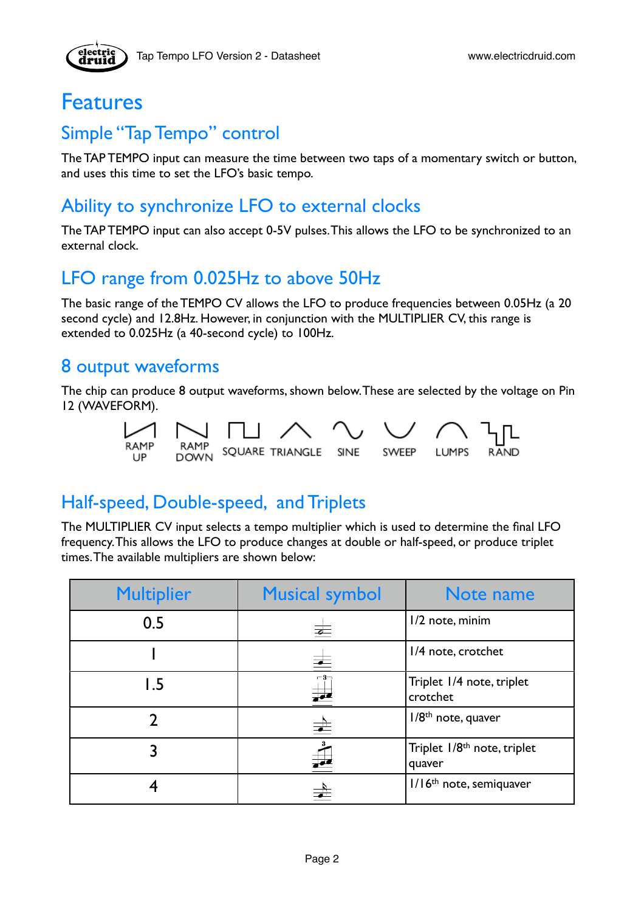# Features

## Simple “Tap Tempo” control

The TAP TEMPO input can measure the time between two taps of a momentary switch or button, and uses this time to set the LFO’s basic tempo.

## Ability to synchronize LFO to external clocks

The TAP TEMPO input can also accept 0-5V pulses. This allows the LFO to be synchronized to an external clock.

## LFO range from 0.025Hz to above 50Hz

The basic range of the TEMPO CV allows the LFO to produce frequencies between 0.05Hz (a 20 second cycle) and 12.8Hz. However, in conjunction with the MULTIPLIER CV, this range is extended to 0.025Hz (a 40-second cycle) to 100Hz.

## 8 output waveforms

The chip can produce 8 output waveforms, shown below. These are selected by the voltage on Pin 12 (WAVEFORM).

RAMP UP, RAMP DOWN, SQUARE, TRIANGLE, SINE, SWEEP, LUMPS, RAND

## Half-speed, Double-speed, and Triplets

The MULTIPLIER CV input selects a tempo multiplier which is used to determine the final LFO frequency. This allows the LFO to produce changes at double or half-speed, or produce triplet times. The available multipliers are shown below:

| Multiplier | Musical symbol | Note name |
|---|---|---|
| 0.5 | | 1/2 note, minim |
| 1 | | 1/4 note, crotchet |
| 1.5 | | Triplet 1/4 note, triplet crotchet |
| 2 | | 1/8th note, quaver |
| 3 | | Triplet 1/8th note, triplet quaver |
| 4 | | 1/16th note, semiquaver |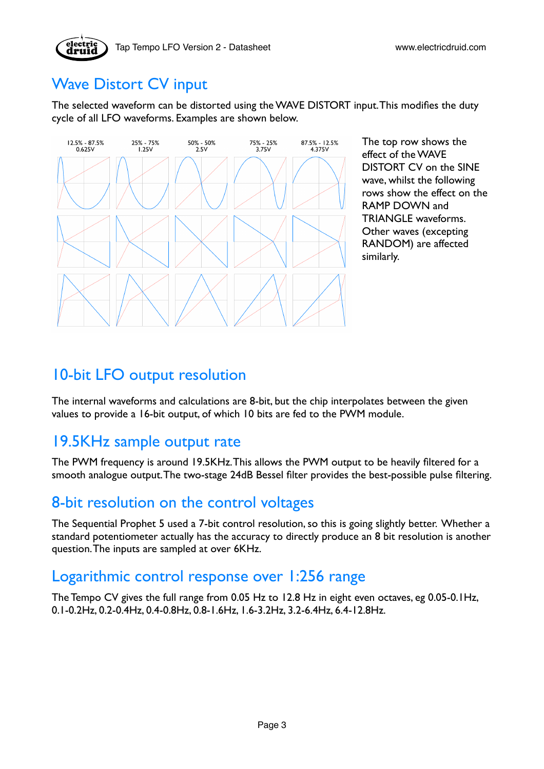## Wave Distort CV input

The selected waveform can be distorted using the WAVE DISTORT input. This modifies the duty cycle of all LFO waveforms. Examples are shown below.

12.5% - 87.5% 0.625V | 25% - 75% 1.25V | 50% - 50% 2.5V | 75% - 25% 3.75V | 87.5% - 12.5% 4.375V

The top row shows the effect of the WAVE DISTORT CV on the SINE wave, whilst the following rows show the effect on the RAMP DOWN and TRIANGLE waveforms. Other waves (excepting RANDOM) are affected similarly.

## 10-bit LFO output resolution

The internal waveforms and calculations are 8-bit, but the chip interpolates between the given values to provide a 16-bit output, of which 10 bits are fed to the PWM module.

## 19.5KHz sample output rate

The PWM frequency is around 19.5KHz. This allows the PWM output to be heavily filtered for a smooth analogue output. The two-stage 24dB Bessel filter provides the best-possible pulse filtering.

## 8-bit resolution on the control voltages

The Sequential Prophet 5 used a 7-bit control resolution, so this is going slightly better. Whether a standard potentiometer actually has the accuracy to directly produce an 8 bit resolution is another question. The inputs are sampled at over 6KHz.

## Logarithmic control response over 1:256 range

The Tempo CV gives the full range from 0.05 Hz to 12.8 Hz in eight even octaves, eg 0.05-0.1Hz, 0.1-0.2Hz, 0.2-0.4Hz, 0.4-0.8Hz, 0.8-1.6Hz, 1.6-3.2Hz, 3.2-6.4Hz, 6.4-12.8Hz.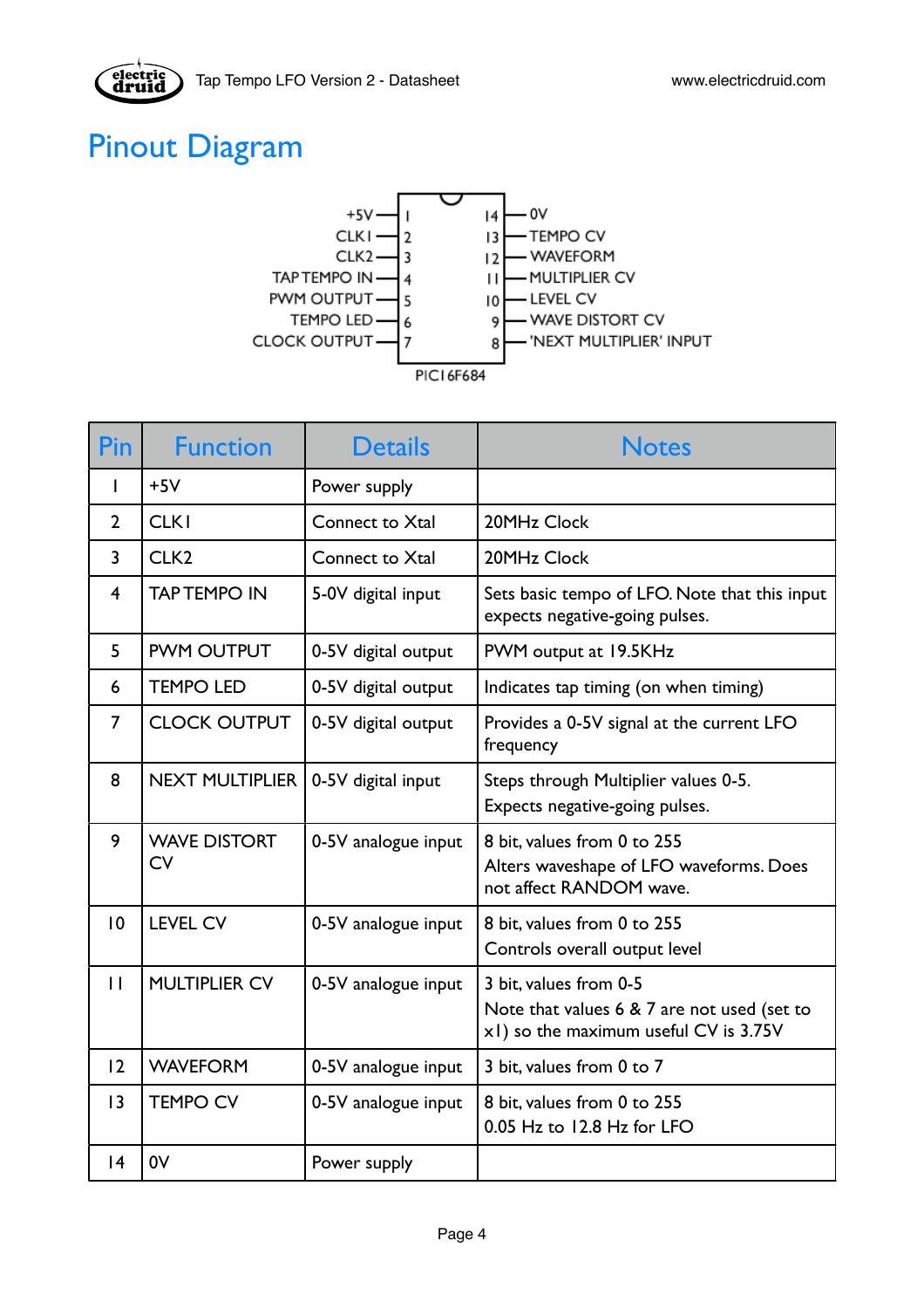# Pinout Diagram

```
              +5V —| 1          14 |— 0V
             CLK1 —| 2          13 |— TEMPO CV
             CLK2 —| 3          12 |— WAVEFORM
     TAP TEMPO IN —| 4          11 |— MULTIPLIER CV
       PWM OUTPUT —| 5          10 |— LEVEL CV
        TEMPO LED —| 6           9 |— WAVE DISTORT CV
     CLOCK OUTPUT —| 7           8 |— 'NEXT MULTIPLIER' INPUT
                      PIC16F684
```

| Pin | Function | Details | Notes |
|---|---|---|---|
| 1 | +5V | Power supply | |
| 2 | CLK1 | Connect to Xtal | 20MHz Clock |
| 3 | CLK2 | Connect to Xtal | 20MHz Clock |
| 4 | TAP TEMPO IN | 5-0V digital input | Sets basic tempo of LFO. Note that this input expects negative-going pulses. |
| 5 | PWM OUTPUT | 0-5V digital output | PWM output at 19.5KHz |
| 6 | TEMPO LED | 0-5V digital output | Indicates tap timing (on when timing) |
| 7 | CLOCK OUTPUT | 0-5V digital output | Provides a 0-5V signal at the current LFO frequency |
| 8 | NEXT MULTIPLIER | 0-5V digital input | Steps through Multiplier values 0-5. Expects negative-going pulses. |
| 9 | WAVE DISTORT CV | 0-5V analogue input | 8 bit, values from 0 to 255 Alters waveshape of LFO waveforms. Does not affect RANDOM wave. |
| 10 | LEVEL CV | 0-5V analogue input | 8 bit, values from 0 to 255 Controls overall output level |
| 11 | MULTIPLIER CV | 0-5V analogue input | 3 bit, values from 0-5 Note that values 6 & 7 are not used (set to x1) so the maximum useful CV is 3.75V |
| 12 | WAVEFORM | 0-5V analogue input | 3 bit, values from 0 to 7 |
| 13 | TEMPO CV | 0-5V analogue input | 8 bit, values from 0 to 255 0.05 Hz to 12.8 Hz for LFO |
| 14 | 0V | Power supply | |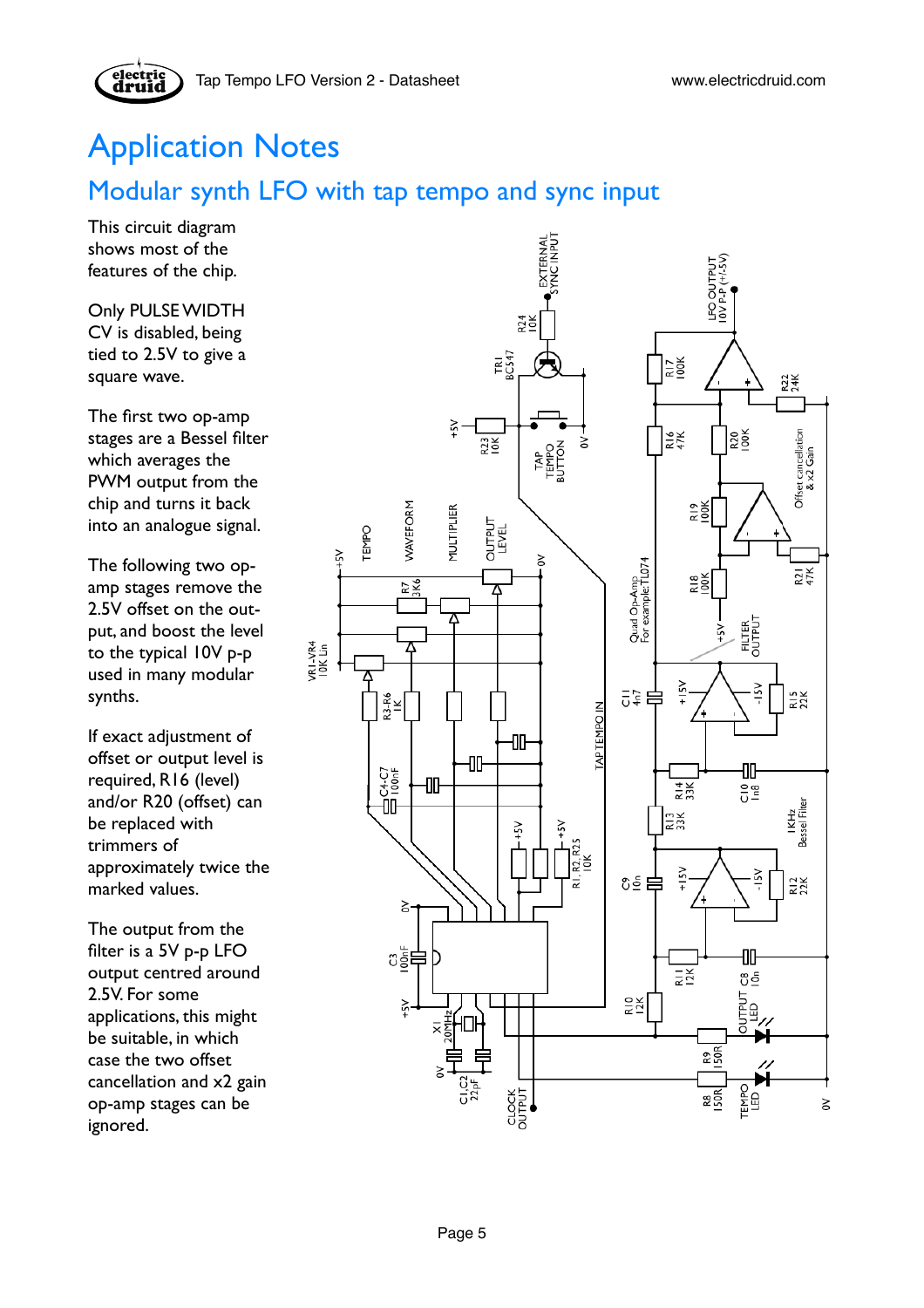# Application Notes

## Modular synth LFO with tap tempo and sync input

This circuit diagram shows most of the features of the chip.

Only PULSE WIDTH CV is disabled, being tied to 2.5V to give a square wave.

The first two op-amp stages are a Bessel filter which averages the PWM output from the chip and turns it back into an analogue signal.

The following two op-amp stages remove the 2.5V offset on the output, and boost the level to the typical 10V p-p used in many modular synths.

If exact adjustment of offset or output level is required, R16 (level) and/or R20 (offset) can be replaced with trimmers of approximately twice the marked values.

The output from the filter is a 5V p-p LFO output centred around 2.5V. For some applications, this might be suitable, in which case the two offset cancellation and x2 gain op-amp stages can be ignored.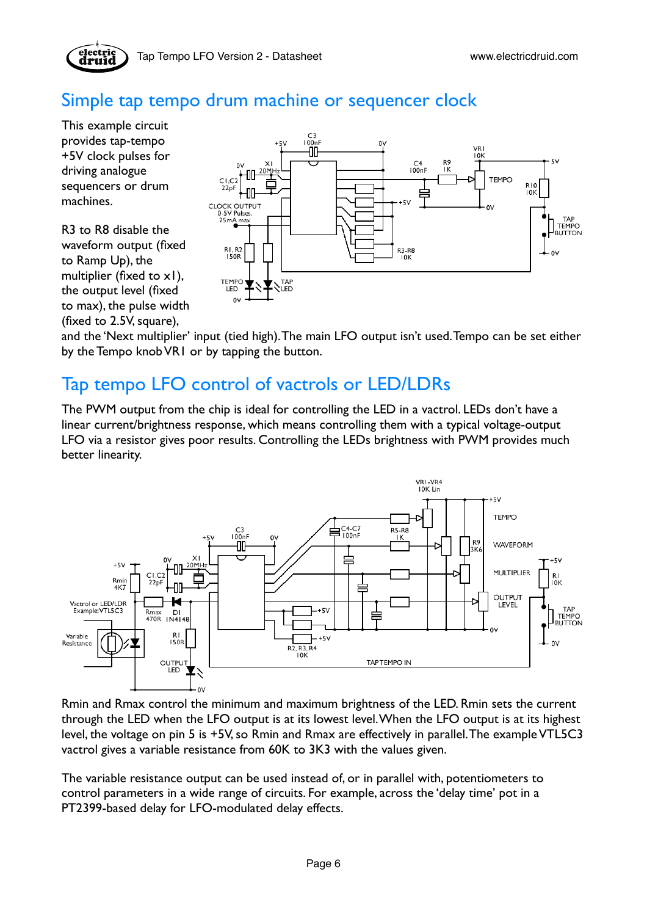## Simple tap tempo drum machine or sequencer clock

This example circuit provides tap-tempo +5V clock pulses for driving analogue sequencers or drum machines.

R3 to R8 disable the waveform output (fixed to Ramp Up), the multiplier (fixed to x1), the output level (fixed to max), the pulse width (fixed to 2.5V, square), and the 'Next multiplier' input (tied high). The main LFO output isn't used. Tempo can be set either by the Tempo knob VR1 or by tapping the button.

## Tap tempo LFO control of vactrols or LED/LDRs

The PWM output from the chip is ideal for controlling the LED in a vactrol. LEDs don't have a linear current/brightness response, which means controlling them with a typical voltage-output LFO via a resistor gives poor results. Controlling the LEDs brightness with PWM provides much better linearity.

Rmin and Rmax control the minimum and maximum brightness of the LED. Rmin sets the current through the LED when the LFO output is at its lowest level. When the LFO output is at its highest level, the voltage on pin 5 is +5V, so Rmin and Rmax are effectively in parallel. The example VTL5C3 vactrol gives a variable resistance from 60K to 3K3 with the values given.

The variable resistance output can be used instead of, or in parallel with, potentiometers to control parameters in a wide range of circuits. For example, across the 'delay time' pot in a PT2399-based delay for LFO-modulated delay effects.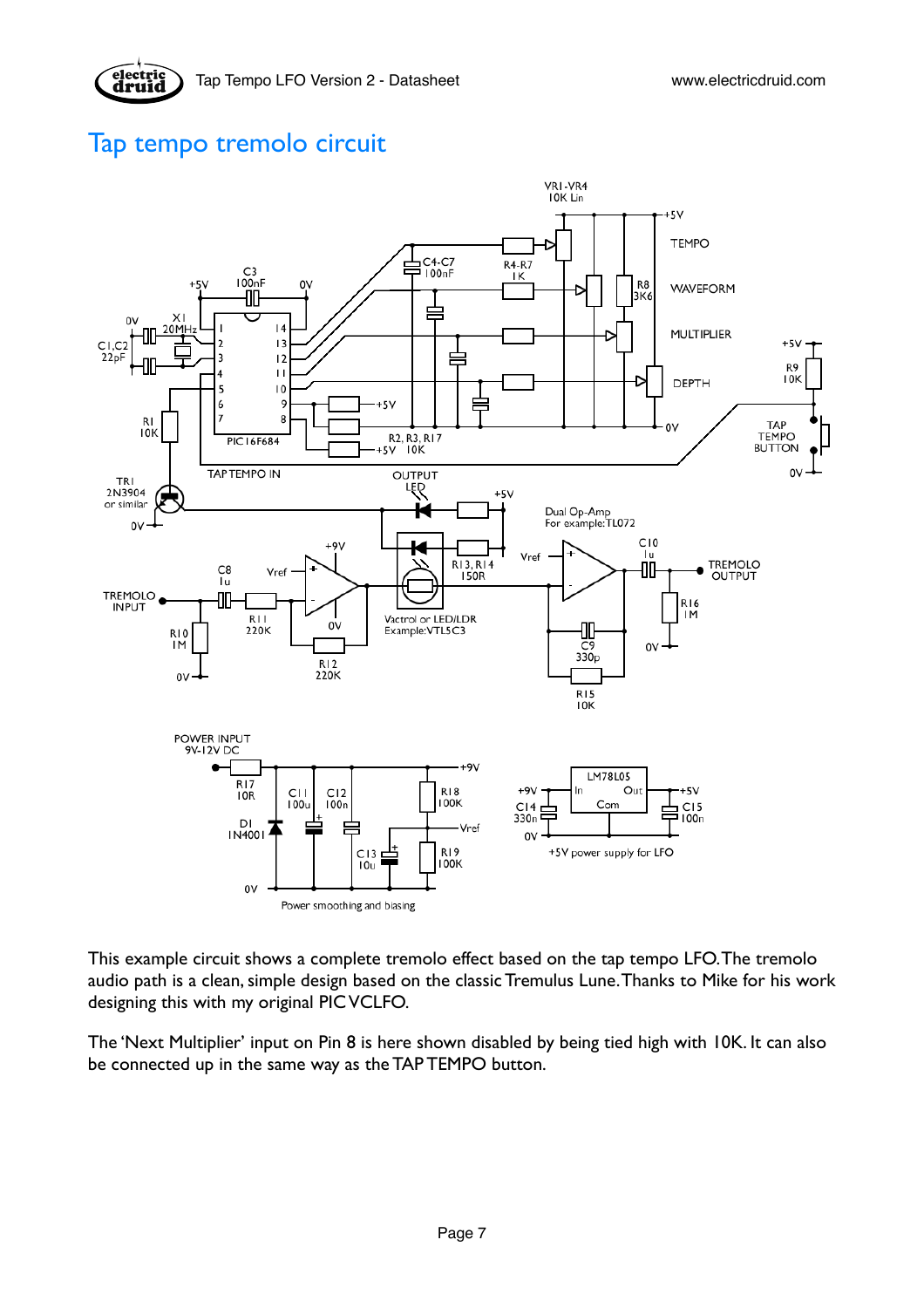# Tap tempo tremolo circuit

This example circuit shows a complete tremolo effect based on the tap tempo LFO. The tremolo audio path is a clean, simple design based on the classic Tremulus Lune. Thanks to Mike for his work designing this with my original PIC VCLFO.

The 'Next Multiplier' input on Pin 8 is here shown disabled by being tied high with 10K. It can also be connected up in the same way as the TAP TEMPO button.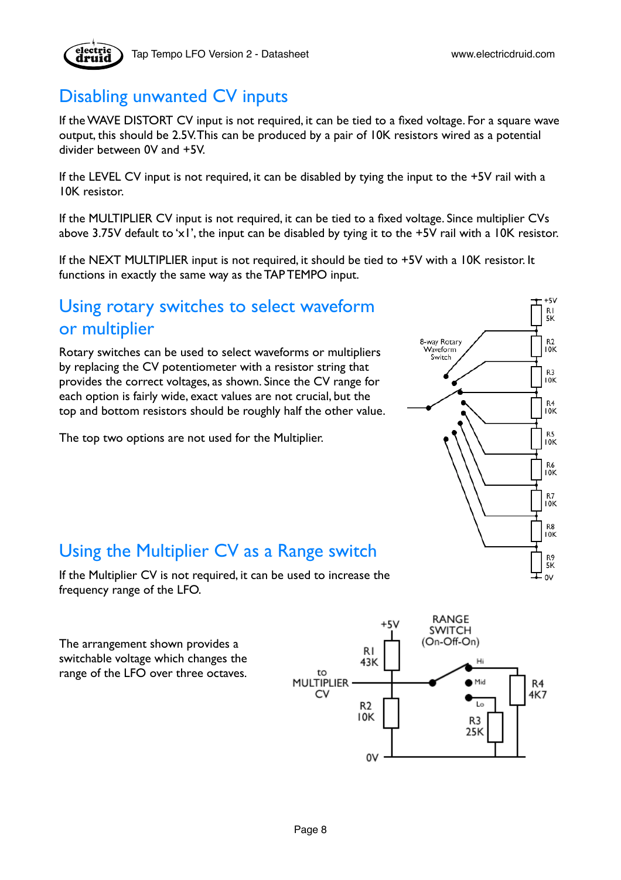## Disabling unwanted CV inputs

If the WAVE DISTORT CV input is not required, it can be tied to a fixed voltage. For a square wave output, this should be 2.5V. This can be produced by a pair of 10K resistors wired as a potential divider between 0V and +5V.

If the LEVEL CV input is not required, it can be disabled by tying the input to the +5V rail with a 10K resistor.

If the MULTIPLIER CV input is not required, it can be tied to a fixed voltage. Since multiplier CVs above 3.75V default to 'x1', the input can be disabled by tying it to the +5V rail with a 10K resistor.

If the NEXT MULTIPLIER input is not required, it should be tied to +5V with a 10K resistor. It functions in exactly the same way as the TAP TEMPO input.

## Using rotary switches to select waveform or multiplier

Rotary switches can be used to select waveforms or multipliers by replacing the CV potentiometer with a resistor string that provides the correct voltages, as shown. Since the CV range for each option is fairly wide, exact values are not crucial, but the top and bottom resistors should be roughly half the other value.

The top two options are not used for the Multiplier.

8-way Rotary Waveform Switch

+5V, R1 5K, R2 10K, R3 10K, R4 10K, R5 10K, R6 10K, R7 10K, R8 10K, R9 5K, 0V

## Using the Multiplier CV as a Range switch

If the Multiplier CV is not required, it can be used to increase the frequency range of the LFO.

The arrangement shown provides a switchable voltage which changes the range of the LFO over three octaves.

+5V, R1 43K, to MULTIPLIER CV, R2 10K, 0V, RANGE SWITCH (On-Off-On), Hi, Mid, Lo, R3 25K, R4 4K7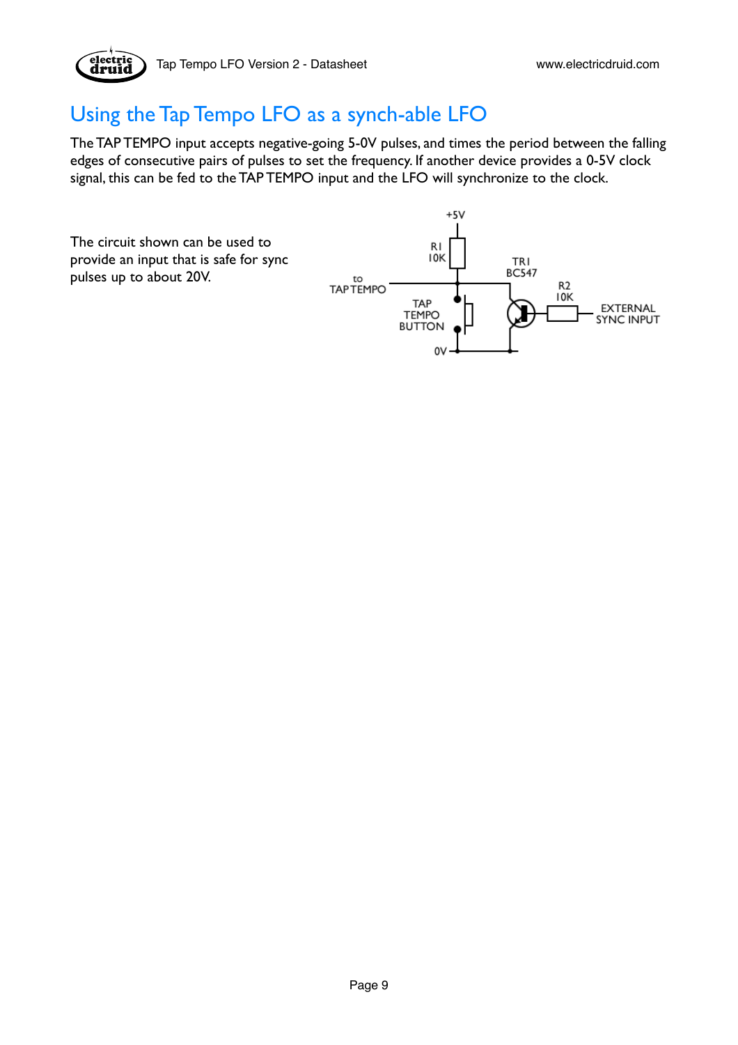## Using the Tap Tempo LFO as a synch-able LFO

The TAP TEMPO input accepts negative-going 5-0V pulses, and times the period between the falling edges of consecutive pairs of pulses to set the frequency. If another device provides a 0-5V clock signal, this can be fed to the TAP TEMPO input and the LFO will synchronize to the clock.

The circuit shown can be used to provide an input that is safe for sync pulses up to about 20V.

+5V

R1
10K

to
TAP TEMPO

TR1
BC547

R2
10K

TAP
TEMPO
BUTTON

EXTERNAL
SYNC INPUT

0V